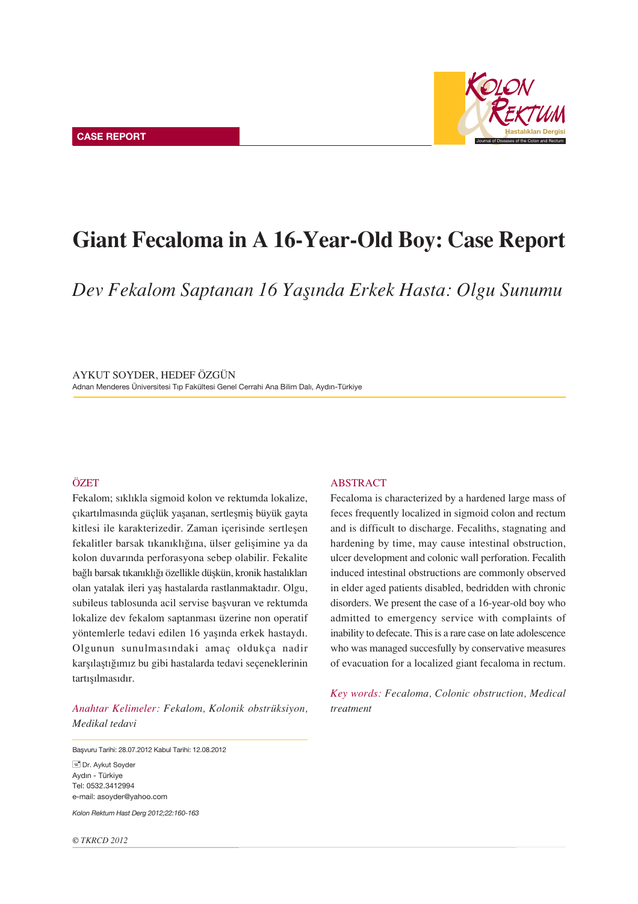CASE REPORT

# Giant Fecaloma in A 16-Year-Old Boy: Case Report

## *Dev Fekalom Saptanan 16 Yaşında Erkek Hasta: Olgu Sunumu*

AYKUT SOYDER, HEDEF ÖZGÜN

Adnan Menderes Üniversitesi Tıp Fakültesi Genel Cerrahi Ana Bilim Dalı, Aydın-Türkiye

### ÖZET

Fekalom; sıklıkla sigmoid kolon ve rektumda lokalize, çıkartılmasında güçlük yaşanan, sertleşmiş büyük gayta kitlesi ile karakterizedir. Zaman içerisinde sertleşen fekalitler barsak tıkanıklığına, ülser gelişimine ya da kolon duvarında perforasyona sebep olabilir. Fekalite bağlı barsak tıkanıklığı özellikle düşkün, kronik hastalıkları olan yatalak ileri yaş hastalarda rastlanmaktadır. Olgu, subileus tablosunda acil servise başvuran ve rektumda lokalize dev fekalom saptanması üzerine non operatif yöntemlerle tedavi edilen 16 yaşında erkek hastaydı. Olgunun sunulmasındaki amaç oldukça nadir karşılaştığımız bu gibi hastalarda tedavi seçeneklerinin tartışılmasıdır.

*Anahtar Kelimeler: Fekalom, Kolonik obstrüksiyon, Medikal tedavi*

### ABSTRACT

Fecaloma is characterized by a hardened large mass of feces frequently localized in sigmoid colon and rectum and is difficult to discharge. Fecaliths, stagnating and hardening by time, may cause intestinal obstruction, ulcer development and colonic wall perforation. Fecalith induced intestinal obstructions are commonly observed in elder aged patients disabled, bedridden with chronic disorders. We present the case of a 16-year-old boy who admitted to emergency service with complaints of inability to defecate. This is a rare case on late adolescence who was managed succesfully by conservative measures of evacuation for a localized giant fecaloma in rectum.

*Key words: Fecaloma, Colonic obstruction, Medical treatment*

Başvuru Tarihi: 28.07.2012 Kabul Tarihi: 12.08.2012

Dr. Aykut Soyder
Aydın - Türkiye
Tel: 0532.3412994
e-mail: asoyder@yahoo.com

*Kolon Rektum Hast Derg 2012;22:160-163*

*© TKRCD 2012*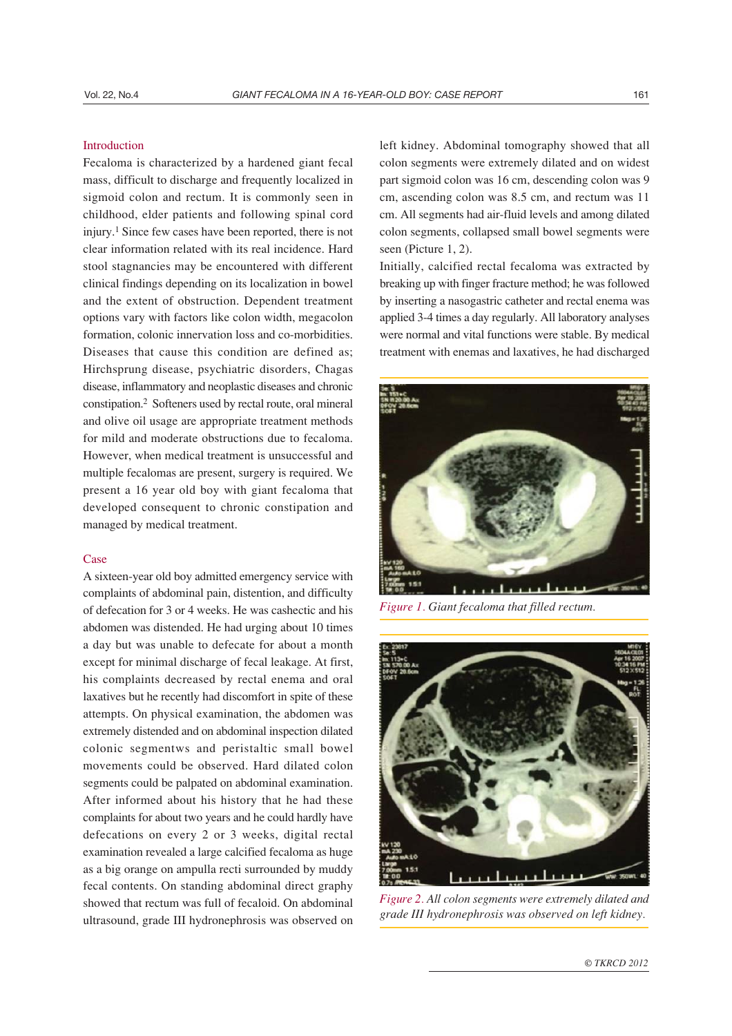## Introduction

Fecaloma is characterized by a hardened giant fecal mass, difficult to discharge and frequently localized in sigmoid colon and rectum. It is commonly seen in childhood, elder patients and following spinal cord injury.[1] Since few cases have been reported, there is not clear information related with its real incidence. Hard stool stagnancies may be encountered with different clinical findings depending on its localization in bowel and the extent of obstruction. Dependent treatment options vary with factors like colon width, megacolon formation, colonic innervation loss and co-morbidities. Diseases that cause this condition are defined as; Hirchsprung disease, psychiatric disorders, Chagas disease, inflammatory and neoplastic diseases and chronic constipation.[2] Softeners used by rectal route, oral mineral and olive oil usage are appropriate treatment methods for mild and moderate obstructions due to fecaloma. However, when medical treatment is unsuccessful and multiple fecalomas are present, surgery is required. We present a 16 year old boy with giant fecaloma that developed consequent to chronic constipation and managed by medical treatment.

## Case

A sixteen-year old boy admitted emergency service with complaints of abdominal pain, distention, and difficulty of defecation for 3 or 4 weeks. He was cashectic and his abdomen was distended. He had urging about 10 times a day but was unable to defecate for about a month except for minimal discharge of fecal leakage. At first, his complaints decreased by rectal enema and oral laxatives but he recently had discomfort in spite of these attempts. On physical examination, the abdomen was extremely distended and on abdominal inspection dilated colonic segmentws and peristaltic small bowel movements could be observed. Hard dilated colon segments could be palpated on abdominal examination. After informed about his history that he had these complaints for about two years and he could hardly have defecations on every 2 or 3 weeks, digital rectal examination revealed a large calcified fecaloma as huge as a big orange on ampulla recti surrounded by muddy fecal contents. On standing abdominal direct graphy showed that rectum was full of fecaloid. On abdominal ultrasound, grade III hydronephrosis was observed on left kidney. Abdominal tomography showed that all colon segments were extremely dilated and on widest part sigmoid colon was 16 cm, descending colon was 9 cm, ascending colon was 8.5 cm, and rectum was 11 cm. All segments had air-fluid levels and among dilated colon segments, collapsed small bowel segments were seen (Picture 1, 2).

Initially, calcified rectal fecaloma was extracted by breaking up with finger fracture method; he was followed by inserting a nasogastric catheter and rectal enema was applied 3-4 times a day regularly. All laboratory analyses were normal and vital functions were stable. By medical treatment with enemas and laxatives, he had discharged

*Figure 1. Giant fecaloma that filled rectum.*

*Figure 2. All colon segments were extremely dilated and grade III hydronephrosis was observed on left kidney.*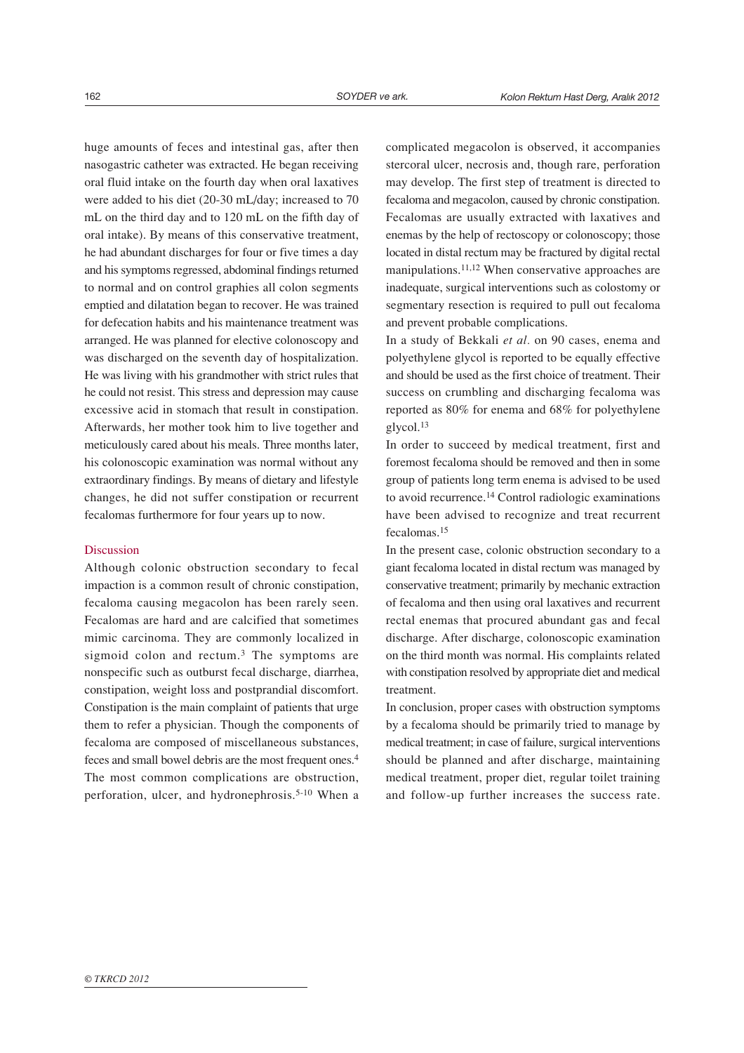huge amounts of feces and intestinal gas, after then nasogastric catheter was extracted. He began receiving oral fluid intake on the fourth day when oral laxatives were added to his diet (20-30 mL/day; increased to 70 mL on the third day and to 120 mL on the fifth day of oral intake). By means of this conservative treatment, he had abundant discharges for four or five times a day and his symptoms regressed, abdominal findings returned to normal and on control graphies all colon segments emptied and dilatation began to recover. He was trained for defecation habits and his maintenance treatment was arranged. He was planned for elective colonoscopy and was discharged on the seventh day of hospitalization. He was living with his grandmother with strict rules that he could not resist. This stress and depression may cause excessive acid in stomach that result in constipation. Afterwards, her mother took him to live together and meticulously cared about his meals. Three months later, his colonoscopic examination was normal without any extraordinary findings. By means of dietary and lifestyle changes, he did not suffer constipation or recurrent fecalomas furthermore for four years up to now.

## Discussion

Although colonic obstruction secondary to fecal impaction is a common result of chronic constipation, fecaloma causing megacolon has been rarely seen. Fecalomas are hard and are calcified that sometimes mimic carcinoma. They are commonly localized in sigmoid colon and rectum.[3] The symptoms are nonspecific such as outburst fecal discharge, diarrhea, constipation, weight loss and postprandial discomfort. Constipation is the main complaint of patients that urge them to refer a physician. Though the components of fecaloma are composed of miscellaneous substances, feces and small bowel debris are the most frequent ones.[4] The most common complications are obstruction, perforation, ulcer, and hydronephrosis.[5-10] When a complicated megacolon is observed, it accompanies stercoral ulcer, necrosis and, though rare, perforation may develop. The first step of treatment is directed to fecaloma and megacolon, caused by chronic constipation. Fecalomas are usually extracted with laxatives and enemas by the help of rectoscopy or colonoscopy; those located in distal rectum may be fractured by digital rectal manipulations.[11,12] When conservative approaches are inadequate, surgical interventions such as colostomy or segmentary resection is required to pull out fecaloma and prevent probable complications.

In a study of Bekkali *et al.* on 90 cases, enema and polyethylene glycol is reported to be equally effective and should be used as the first choice of treatment. Their success on crumbling and discharging fecaloma was reported as 80% for enema and 68% for polyethylene glycol.[13]

In order to succeed by medical treatment, first and foremost fecaloma should be removed and then in some group of patients long term enema is advised to be used to avoid recurrence.[14] Control radiologic examinations have been advised to recognize and treat recurrent fecalomas.[15]

In the present case, colonic obstruction secondary to a giant fecaloma located in distal rectum was managed by conservative treatment; primarily by mechanic extraction of fecaloma and then using oral laxatives and recurrent rectal enemas that procured abundant gas and fecal discharge. After discharge, colonoscopic examination on the third month was normal. His complaints related with constipation resolved by appropriate diet and medical treatment.

In conclusion, proper cases with obstruction symptoms by a fecaloma should be primarily tried to manage by medical treatment; in case of failure, surgical interventions should be planned and after discharge, maintaining medical treatment, proper diet, regular toilet training and follow-up further increases the success rate.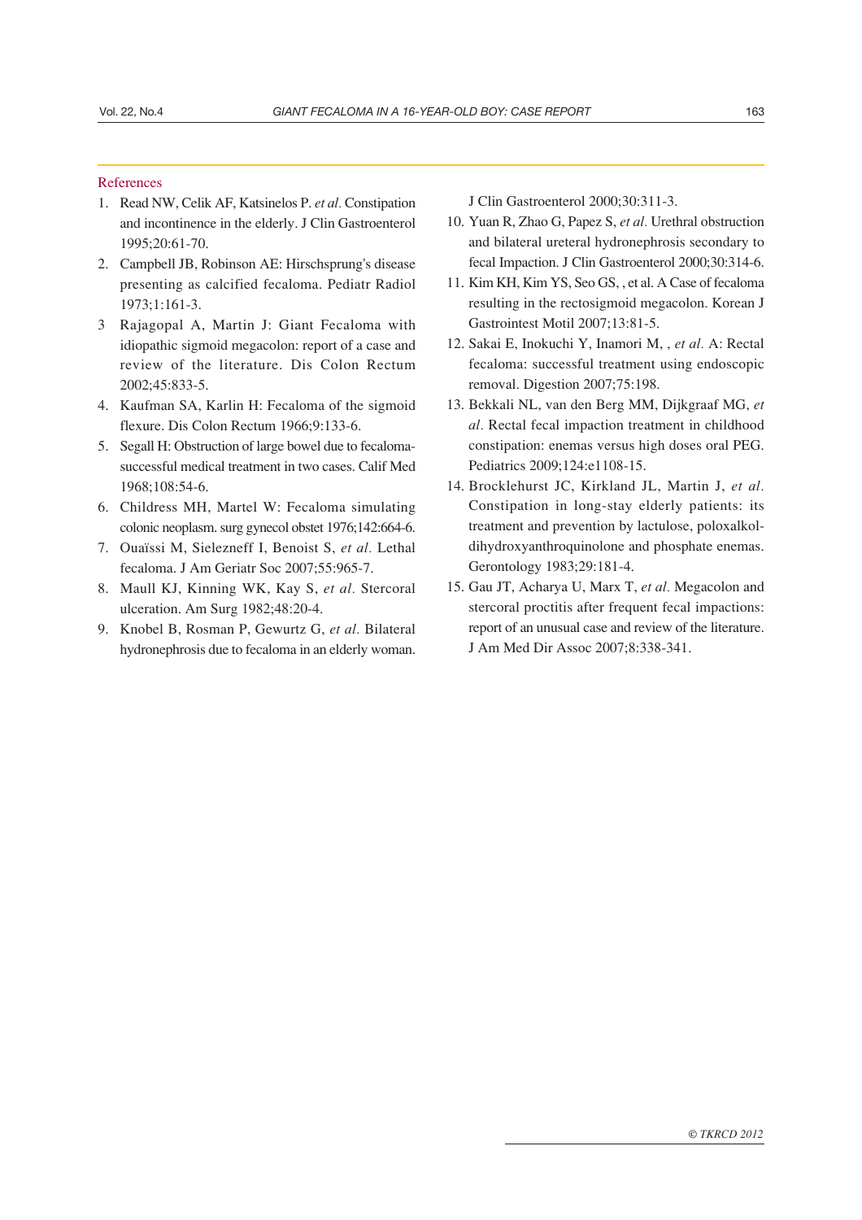## References

1. Read NW, Celik AF, Katsinelos P. *et al.* Constipation and incontinence in the elderly. J Clin Gastroenterol 1995;20:61-70.
2. Campbell JB, Robinson AE: Hirschsprung's disease presenting as calcified fecaloma. Pediatr Radiol 1973;1:161-3.
3. Rajagopal A, Martin J: Giant Fecaloma with idiopathic sigmoid megacolon: report of a case and review of the literature. Dis Colon Rectum 2002;45:833-5.
4. Kaufman SA, Karlin H: Fecaloma of the sigmoid flexure. Dis Colon Rectum 1966;9:133-6.
5. Segall H: Obstruction of large bowel due to fecaloma-successful medical treatment in two cases. Calif Med 1968;108:54-6.
6. Childress MH, Martel W: Fecaloma simulating colonic neoplasm. surg gynecol obstet 1976;142:664-6.
7. Ouaïssi M, Sielezneff I, Benoist S, *et al.* Lethal fecaloma. J Am Geriatr Soc 2007;55:965-7.
8. Maull KJ, Kinning WK, Kay S, *et al.* Stercoral ulceration. Am Surg 1982;48:20-4.
9. Knobel B, Rosman P, Gewurtz G, *et al.* Bilateral hydronephrosis due to fecaloma in an elderly woman. J Clin Gastroenterol 2000;30:311-3.
10. Yuan R, Zhao G, Papez S, *et al.* Urethral obstruction and bilateral ureteral hydronephrosis secondary to fecal Impaction. J Clin Gastroenterol 2000;30:314-6.
11. Kim KH, Kim YS, Seo GS, , et al. A Case of fecaloma resulting in the rectosigmoid megacolon. Korean J Gastrointest Motil 2007;13:81-5.
12. Sakai E, Inokuchi Y, Inamori M, , *et al.* A: Rectal fecaloma: successful treatment using endoscopic removal. Digestion 2007;75:198.
13. Bekkali NL, van den Berg MM, Dijkgraaf MG, *et al.* Rectal fecal impaction treatment in childhood constipation: enemas versus high doses oral PEG. Pediatrics 2009;124:e1108-15.
14. Brocklehurst JC, Kirkland JL, Martin J, *et al.* Constipation in long-stay elderly patients: its treatment and prevention by lactulose, poloxalkol-dihydroxyanthroquinolone and phosphate enemas. Gerontology 1983;29:181-4.
15. Gau JT, Acharya U, Marx T, *et al.* Megacolon and stercoral proctitis after frequent fecal impactions: report of an unusual case and review of the literature. J Am Med Dir Assoc 2007;8:338-341.